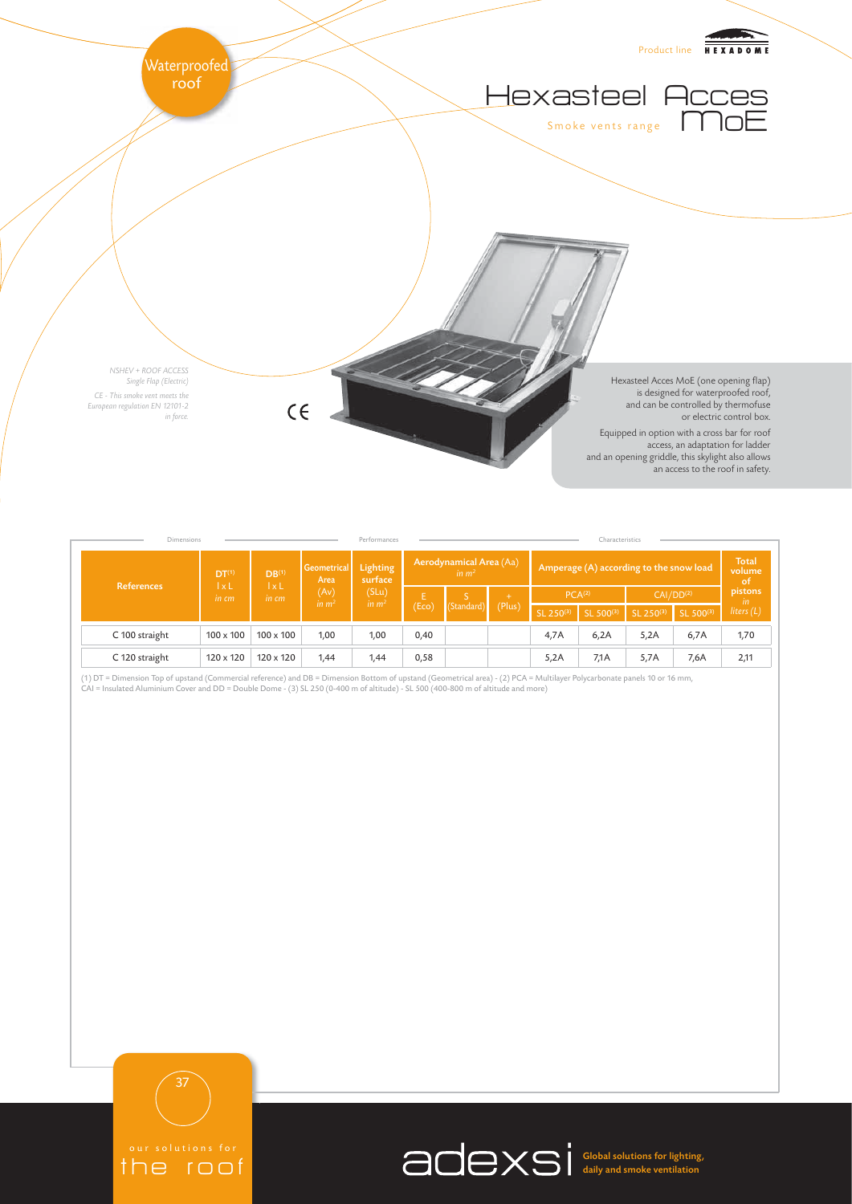Waterproofed roof

Product line HEXADOME

# Hexasteel Acces MoE

Smoke vents range

*NSHEV + ROOF ACCESS*
*Single Flap (Electric)*

*CE - This smoke vent meets the European regulation EN 12101-2 in force.*

CE

Hexasteel Acces MoE (one opening flap) is designed for waterproofed roof, and can be controlled by thermofuse or electric control box.

Equipped in option with a cross bar for roof access, an adaptation for ladder and an opening griddle, this skylight also allows an access to the roof in safety.

| References | DT(1) l x L *in cm* | DB(1) l x L *in cm* | Geometrical Area (Av) *in m²* | Lighting surface (SLu) *in m²* | Aerodynamical Area (Aa) *in m²* | | | Amperage (A) according to the snow load | | | | Total volume of pistons *in liters (L)* |
|---|---|---|---|---|---|---|---|---|---|---|---|---|
| | | | | | E (Eco) | S (Standard) | + (Plus) | PCA(2) SL 250(3) | PCA(2) SL 500(3) | CAI/DD(2) SL 250(3) | CAI/DD(2) SL 500(3) | |
| C 100 straight | 100 x 100 | 100 x 100 | 1,00 | 1,00 | 0,40 | | | 4,7A | 6,2A | 5,2A | 6,7A | 1,70 |
| C 120 straight | 120 x 120 | 120 x 120 | 1,44 | 1,44 | 0,58 | | | 5,2A | 7,1A | 5,7A | 7,6A | 2,11 |

(1) DT = Dimension Top of upstand (Commercial reference) and DB = Dimension Bottom of upstand (Geometrical area) - (2) PCA = Multilayer Polycarbonate panels 10 or 16 mm, CAI = Insulated Aluminium Cover and DD = Double Dome - (3) SL 250 (0-400 m of altitude) - SL 500 (400-800 m of altitude and more)

our solutions for the roof

adexsi Global solutions for lighting, daily and smoke ventilation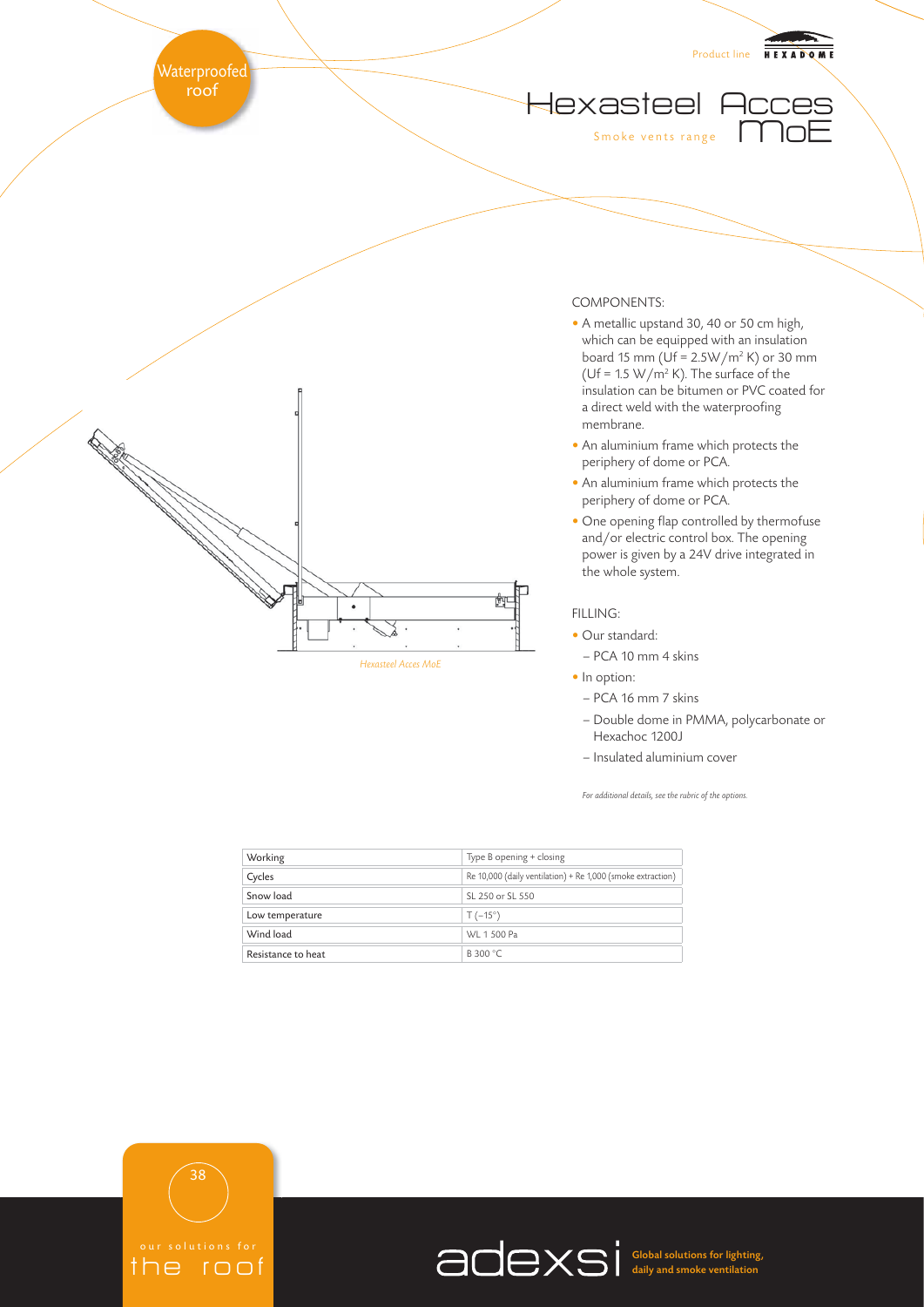Waterproofed roof

Product line HEXADOME

# Hexasteel Acces MoE

Smoke vents range

*Hexasteel Acces MoE*

COMPONENTS:

- A metallic upstand 30, 40 or 50 cm high, which can be equipped with an insulation board 15 mm ($Uf = 2.5 W/m^2 K$) or 30 mm ($Uf = 1.5 W/m^2 K$). The surface of the insulation can be bitumen or PVC coated for a direct weld with the waterproofing membrane.
- An aluminium frame which protects the periphery of dome or PCA.
- An aluminium frame which protects the periphery of dome or PCA.
- One opening flap controlled by thermofuse and/or electric control box. The opening power is given by a 24V drive integrated in the whole system.

FILLING:

- Our standard:
  - PCA 10 mm 4 skins
- In option:
  - PCA 16 mm 7 skins
  - Double dome in PMMA, polycarbonate or Hexachoc 1200J
  - Insulated aluminium cover

*For additional details, see the rubric of the options.*

| | |
|---|---|
| Working | Type B opening + closing |
| Cycles | Re 10,000 (daily ventilation) + Re 1,000 (smoke extraction) |
| Snow load | SL 250 or SL 550 |
| Low temperature | T (−15°) |
| Wind load | WL 1 500 Pa |
| Resistance to heat | B 300 °C |

our solutions for the roof

adexsi Global solutions for lighting, daily and smoke ventilation